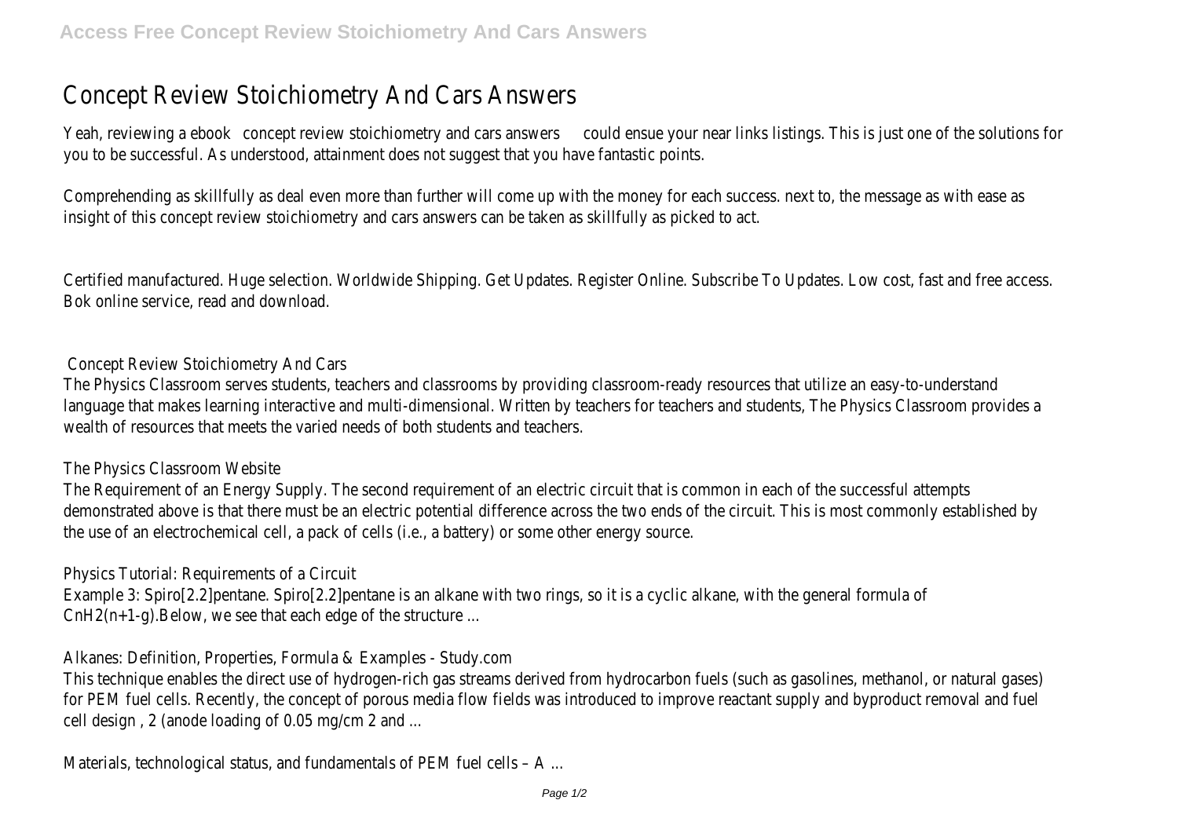# Concept Review Stoichiometry And Cars Answers

Yeah, reviewing a ebook concept review stoichiometry and cars answers could ensue your near links listings. This is just one of the solutions for you to be successful. As understood, attainment does not suggest that you have fantastic points.

Comprehending as skillfully as deal even more than further will come up with the money for each success. next to, the message as with ease as insight of this concept review stoichiometry and cars answers can be taken as skillfully as picked to act.

Certified manufactured. Huge selection. Worldwide Shipping. Get Updates. Register Online. Subscribe To Updates. Low cost, fast and free access. Bok online service, read and download.

## Concept Review Stoichiometry And Cars

The Physics Classroom serves students, teachers and classrooms by providing classroom-ready resources that utilize an easy-to-understand language that makes learning interactive and multi-dimensional. Written by teachers for teachers and students, The Physics Classroom provides a wealth of resources that meets the varied needs of both students and teachers.

## The Physics Classroom Website

The Requirement of an Energy Supply. The second requirement of an electric circuit that is common in each of the successful attempts demonstrated above is that there must be an electric potential difference across the two ends of the circuit. This is most commonly established by the use of an electrochemical cell, a pack of cells (i.e., a battery) or some other energy source.

## Physics Tutorial: Requirements of a Circuit

Example 3: Spiro[2.2]pentane. Spiro[2.2]pentane is an alkane with two rings, so it is a cyclic alkane, with the general formula of CnH2(n+1-g).Below, we see that each edge of the structure ...

## Alkanes: Definition, Properties, Formula & Examples - Study.com

This technique enables the direct use of hydrogen-rich gas streams derived from hydrocarbon fuels (such as gasolines, methanol, or natural gases) for PEM fuel cells. Recently, the concept of porous media flow fields was introduced to improve reactant supply and byproduct removal and fuel cell design , 2 (anode loading of 0.05 mg/cm 2 and ...

## Materials, technological status, and fundamentals of PEM fuel cells – A ...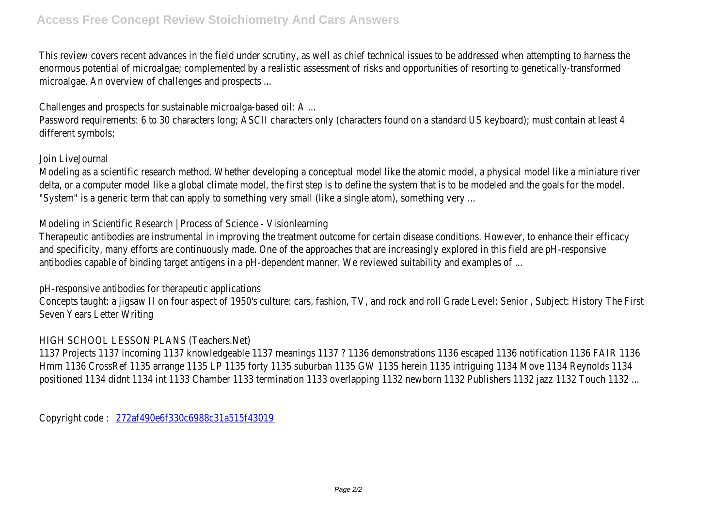This review covers recent advances in the field under scrutiny, as well as chief technical issues to be addressed when attempting to harness the enormous potential of microalgae; complemented by a realistic assessment of risks and opportunities of resorting to genetically-transformed microalgae. An overview of challenges and prospects ...

Challenges and prospects for sustainable microalga-based oil: A ...

Password requirements: 6 to 30 characters long; ASCII characters only (characters found on a standard US keyboard); must contain at least 4 different symbols;

Join LiveJournal

Modeling as a scientific research method. Whether developing a conceptual model like the atomic model, a physical model like a miniature river delta, or a computer model like a global climate model, the first step is to define the system that is to be modeled and the goals for the model. "System" is a generic term that can apply to something very small (like a single atom), something very ...

Modeling in Scientific Research | Process of Science - Visionlearning

Therapeutic antibodies are instrumental in improving the treatment outcome for certain disease conditions. However, to enhance their efficacy and specificity, many efforts are continuously made. One of the approaches that are increasingly explored in this field are pH-responsive antibodies capable of binding target antigens in a pH-dependent manner. We reviewed suitability and examples of ...

pH-responsive antibodies for therapeutic applications

Concepts taught: a jigsaw II on four aspect of 1950's culture: cars, fashion, TV, and rock and roll Grade Level: Senior , Subject: History The First Seven Years Letter Writing

HIGH SCHOOL LESSON PLANS (Teachers.Net)

1137 Projects 1137 incoming 1137 knowledgeable 1137 meanings 1137 ? 1136 demonstrations 1136 escaped 1136 notification 1136 FAIR 1136 Hmm 1136 CrossRef 1135 arrange 1135 LP 1135 forty 1135 suburban 1135 GW 1135 herein 1135 intriguing 1134 Move 1134 Reynolds 1134 positioned 1134 didnt 1134 int 1133 Chamber 1133 termination 1133 overlapping 1132 newborn 1132 Publishers 1132 jazz 1132 Touch 1132 ...

Copyright code : 272af490e6f330c6988c31a515f43019